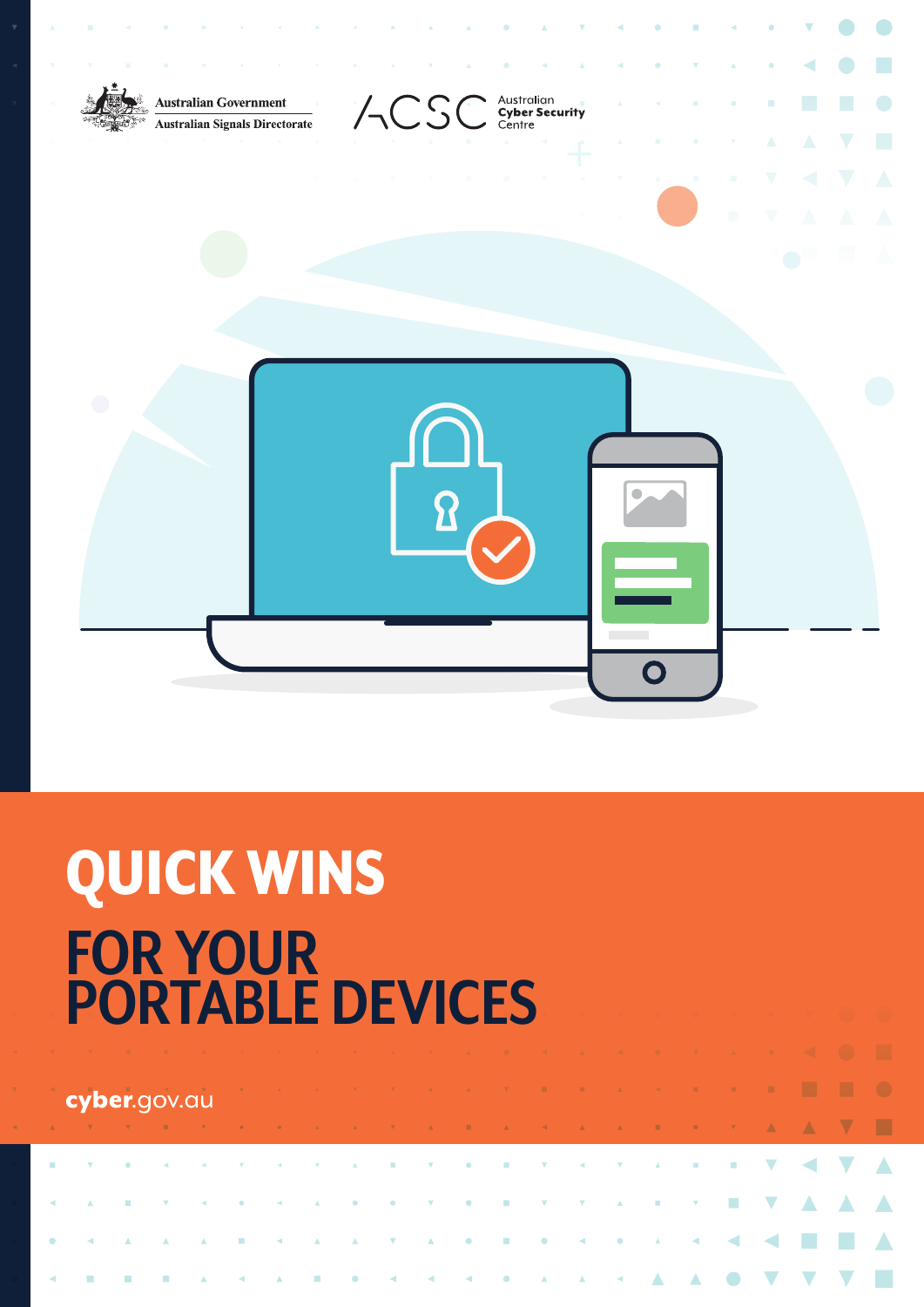Australian Government
Australian Signals Directorate

ACSC Australian Cyber Security Centre

# QUICK WINS
# FOR YOUR PORTABLE DEVICES

cyber.gov.au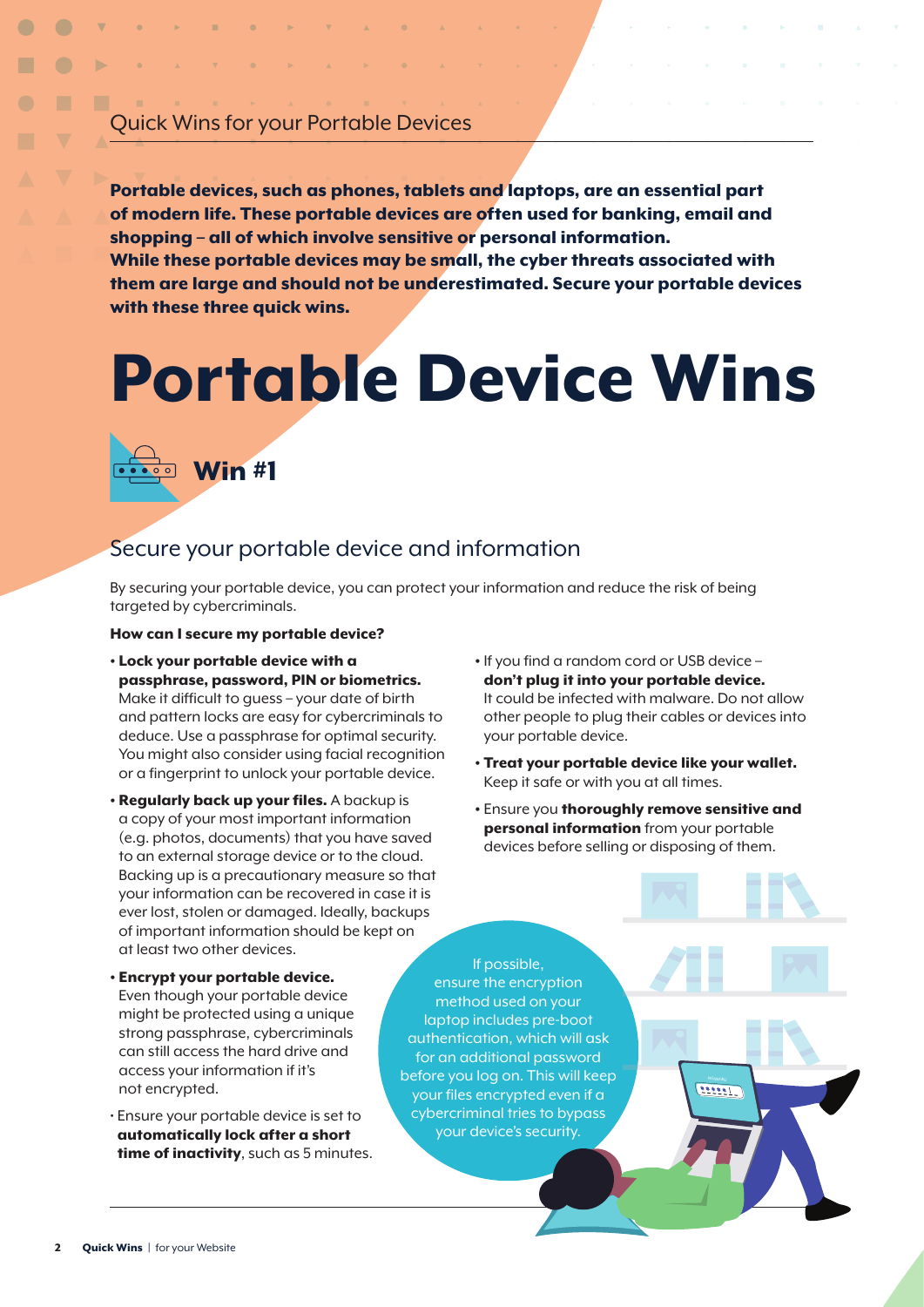Quick Wins for your Portable Devices

**Portable devices, such as phones, tablets and laptops, are an essential part of modern life. These portable devices are often used for banking, email and shopping – all of which involve sensitive or personal information. While these portable devices may be small, the cyber threats associated with them are large and should not be underestimated. Secure your portable devices with these three quick wins.**

# Portable Device Wins

## Win #1

### Secure your portable device and information

By securing your portable device, you can protect your information and reduce the risk of being targeted by cybercriminals.

**How can I secure my portable device?**

- **Lock your portable device with a passphrase, password, PIN or biometrics.** Make it difficult to guess – your date of birth and pattern locks are easy for cybercriminals to deduce. Use a passphrase for optimal security. You might also consider using facial recognition or a fingerprint to unlock your portable device.
- **Regularly back up your files.** A backup is a copy of your most important information (e.g. photos, documents) that you have saved to an external storage device or to the cloud. Backing up is a precautionary measure so that your information can be recovered in case it is ever lost, stolen or damaged. Ideally, backups of important information should be kept on at least two other devices.
- **Encrypt your portable device.** Even though your portable device might be protected using a unique strong passphrase, cybercriminals can still access the hard drive and access your information if it's not encrypted.
- Ensure your portable device is set to **automatically lock after a short time of inactivity**, such as 5 minutes.
- If you find a random cord or USB device – **don't plug it into your portable device.** It could be infected with malware. Do not allow other people to plug their cables or devices into your portable device.
- **Treat your portable device like your wallet.** Keep it safe or with you at all times.
- Ensure you **thoroughly remove sensitive and personal information** from your portable devices before selling or disposing of them.

If possible, ensure the encryption method used on your laptop includes pre-boot authentication, which will ask for an additional password before you log on. This will keep your files encrypted even if a cybercriminal tries to bypass your device's security.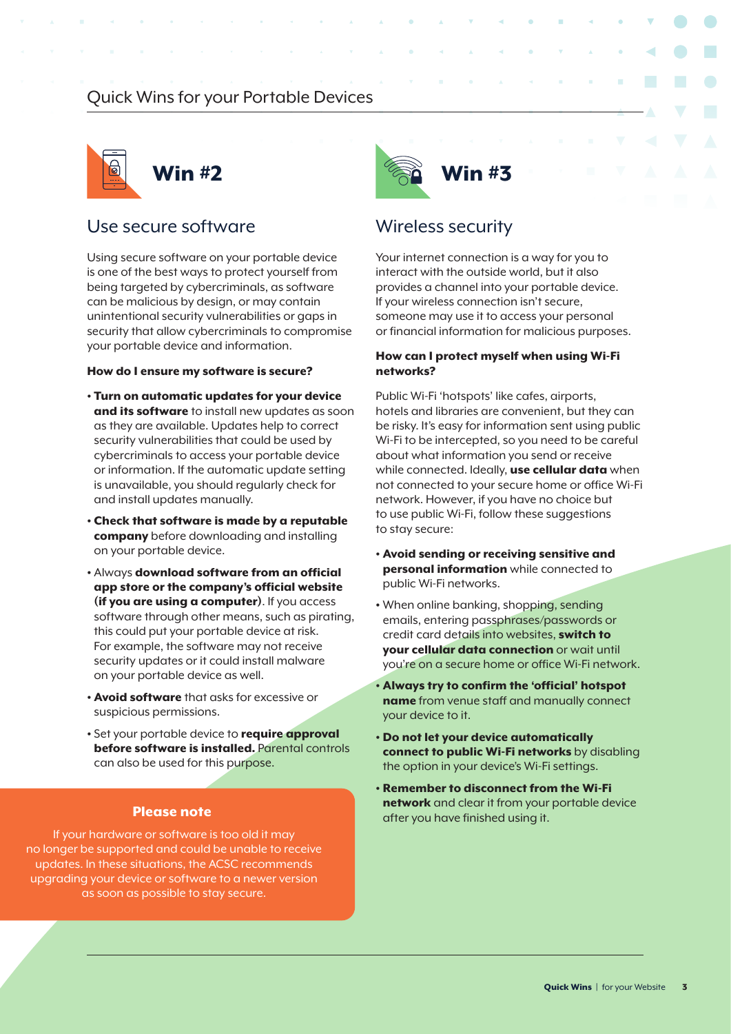# Quick Wins for your Portable Devices

## Win #2

### Use secure software

Using secure software on your portable device is one of the best ways to protect yourself from being targeted by cybercriminals, as software can be malicious by design, or may contain unintentional security vulnerabilities or gaps in security that allow cybercriminals to compromise your portable device and information.

**How do I ensure my software is secure?**

- **Turn on automatic updates for your device and its software** to install new updates as soon as they are available. Updates help to correct security vulnerabilities that could be used by cybercriminals to access your portable device or information. If the automatic update setting is unavailable, you should regularly check for and install updates manually.
- **Check that software is made by a reputable company** before downloading and installing on your portable device.
- Always **download software from an official app store or the company's official website (if you are using a computer)**. If you access software through other means, such as pirating, this could put your portable device at risk. For example, the software may not receive security updates or it could install malware on your portable device as well.
- **Avoid software** that asks for excessive or suspicious permissions.
- Set your portable device to **require approval before software is installed.** Parental controls can also be used for this purpose.

**Please note**

If your hardware or software is too old it may no longer be supported and could be unable to receive updates. In these situations, the ACSC recommends upgrading your device or software to a newer version as soon as possible to stay secure.

## Win #3

### Wireless security

Your internet connection is a way for you to interact with the outside world, but it also provides a channel into your portable device. If your wireless connection isn't secure, someone may use it to access your personal or financial information for malicious purposes.

**How can I protect myself when using Wi-Fi networks?**

Public Wi-Fi 'hotspots' like cafes, airports, hotels and libraries are convenient, but they can be risky. It's easy for information sent using public Wi-Fi to be intercepted, so you need to be careful about what information you send or receive while connected. Ideally, **use cellular data** when not connected to your secure home or office Wi-Fi network. However, if you have no choice but to use public Wi-Fi, follow these suggestions to stay secure:

- **Avoid sending or receiving sensitive and personal information** while connected to public Wi-Fi networks.
- When online banking, shopping, sending emails, entering passphrases/passwords or credit card details into websites, **switch to your cellular data connection** or wait until you're on a secure home or office Wi-Fi network.
- **Always try to confirm the 'official' hotspot name** from venue staff and manually connect your device to it.
- **Do not let your device automatically connect to public Wi-Fi networks** by disabling the option in your device's Wi-Fi settings.
- **Remember to disconnect from the Wi-Fi network** and clear it from your portable device after you have finished using it.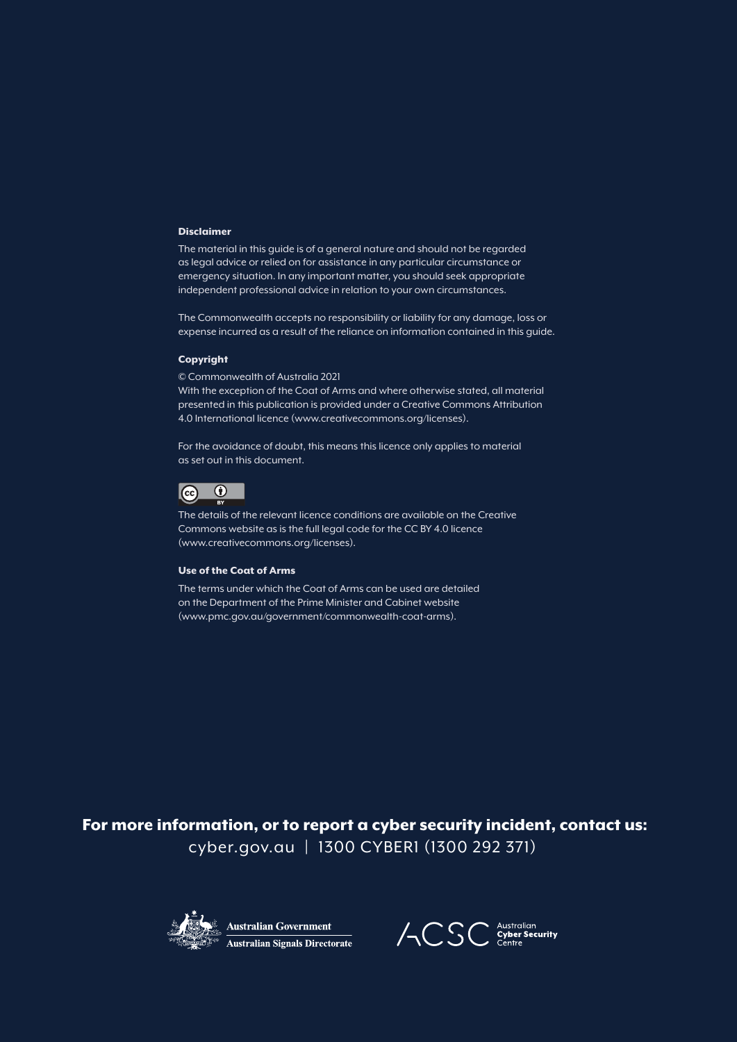### Disclaimer

The material in this guide is of a general nature and should not be regarded as legal advice or relied on for assistance in any particular circumstance or emergency situation. In any important matter, you should seek appropriate independent professional advice in relation to your own circumstances.

The Commonwealth accepts no responsibility or liability for any damage, loss or expense incurred as a result of the reliance on information contained in this guide.

### Copyright

© Commonwealth of Australia 2021

With the exception of the Coat of Arms and where otherwise stated, all material presented in this publication is provided under a Creative Commons Attribution 4.0 International licence (www.creativecommons.org/licenses).

For the avoidance of doubt, this means this licence only applies to material as set out in this document.

The details of the relevant licence conditions are available on the Creative Commons website as is the full legal code for the CC BY 4.0 licence (www.creativecommons.org/licenses).

### Use of the Coat of Arms

The terms under which the Coat of Arms can be used are detailed on the Department of the Prime Minister and Cabinet website (www.pmc.gov.au/government/commonwealth-coat-arms).

**For more information, or to report a cyber security incident, contact us:**

cyber.gov.au | 1300 CYBER1 (1300 292 371)

Australian Government
Australian Signals Directorate

ACSC Australian Cyber Security Centre